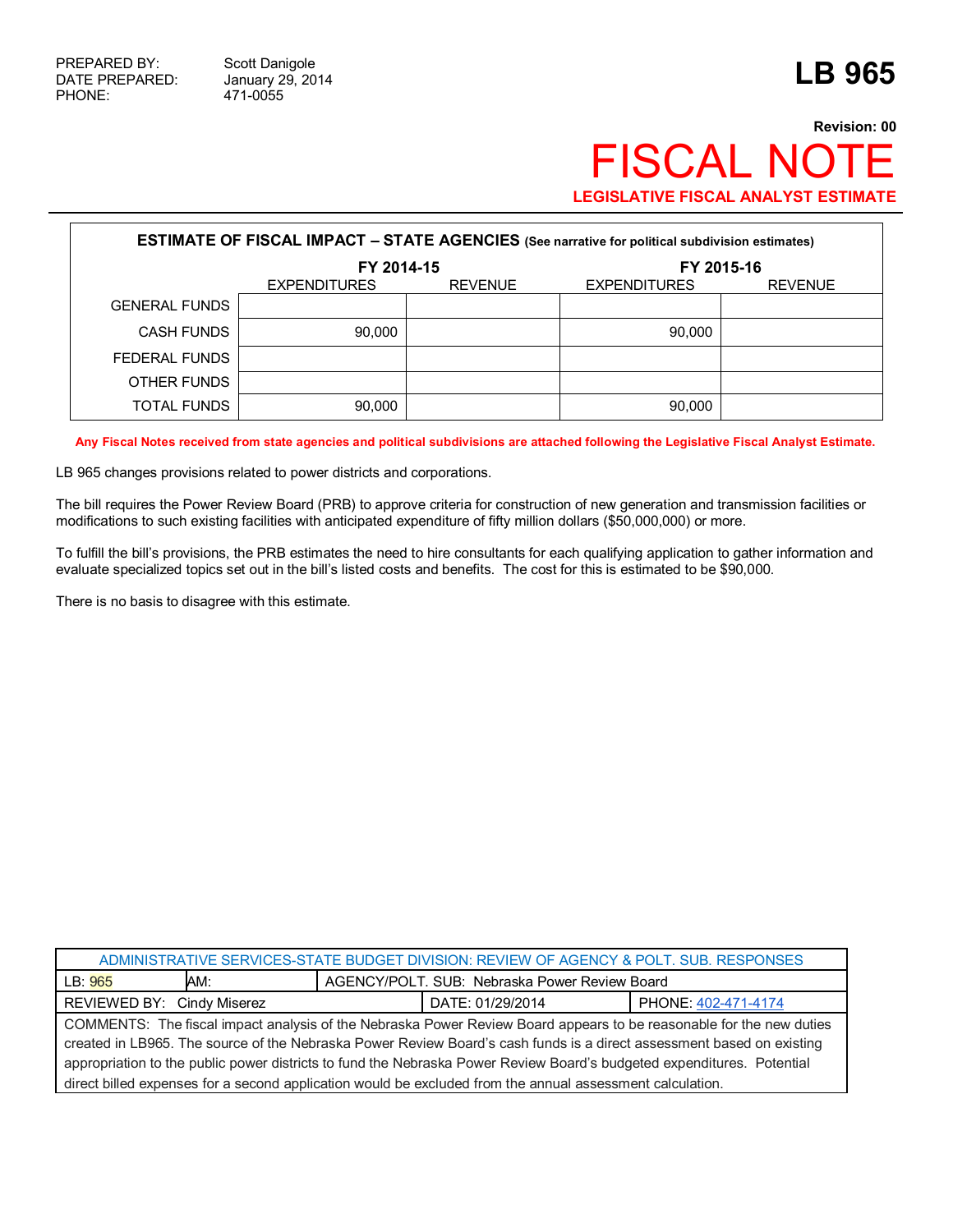PREPARED BY: Scott Danigole
DATE PREPARED: January 29, 2014
PHONE: 471-0055

# LB 965

**Revision: 00**

# FISCAL NOTE

**LEGISLATIVE FISCAL ANALYST ESTIMATE**

**ESTIMATE OF FISCAL IMPACT – STATE AGENCIES** (See narrative for political subdivision estimates)

| | FY 2014-15 | | FY 2015-16 | |
|---|---|---|---|---|
| | EXPENDITURES | REVENUE | EXPENDITURES | REVENUE |
| GENERAL FUNDS | | | | |
| CASH FUNDS | 90,000 | | 90,000 | |
| FEDERAL FUNDS | | | | |
| OTHER FUNDS | | | | |
| TOTAL FUNDS | 90,000 | | 90,000 | |

**Any Fiscal Notes received from state agencies and political subdivisions are attached following the Legislative Fiscal Analyst Estimate.**

LB 965 changes provisions related to power districts and corporations.

The bill requires the Power Review Board (PRB) to approve criteria for construction of new generation and transmission facilities or modifications to such existing facilities with anticipated expenditure of fifty million dollars ($50,000,000) or more.

To fulfill the bill's provisions, the PRB estimates the need to hire consultants for each qualifying application to gather information and evaluate specialized topics set out in the bill's listed costs and benefits. The cost for this is estimated to be $90,000.

There is no basis to disagree with this estimate.

| ADMINISTRATIVE SERVICES-STATE BUDGET DIVISION: REVIEW OF AGENCY & POLT. SUB. RESPONSES | | |
|---|---|---|
| LB: 965 | AM: | AGENCY/POLT. SUB: Nebraska Power Review Board |
| REVIEWED BY: Cindy Miserez | DATE: 01/29/2014 | PHONE: 402-471-4174 |
| COMMENTS: The fiscal impact analysis of the Nebraska Power Review Board appears to be reasonable for the new duties created in LB965. The source of the Nebraska Power Review Board's cash funds is a direct assessment based on existing appropriation to the public power districts to fund the Nebraska Power Review Board's budgeted expenditures. Potential direct billed expenses for a second application would be excluded from the annual assessment calculation. | | |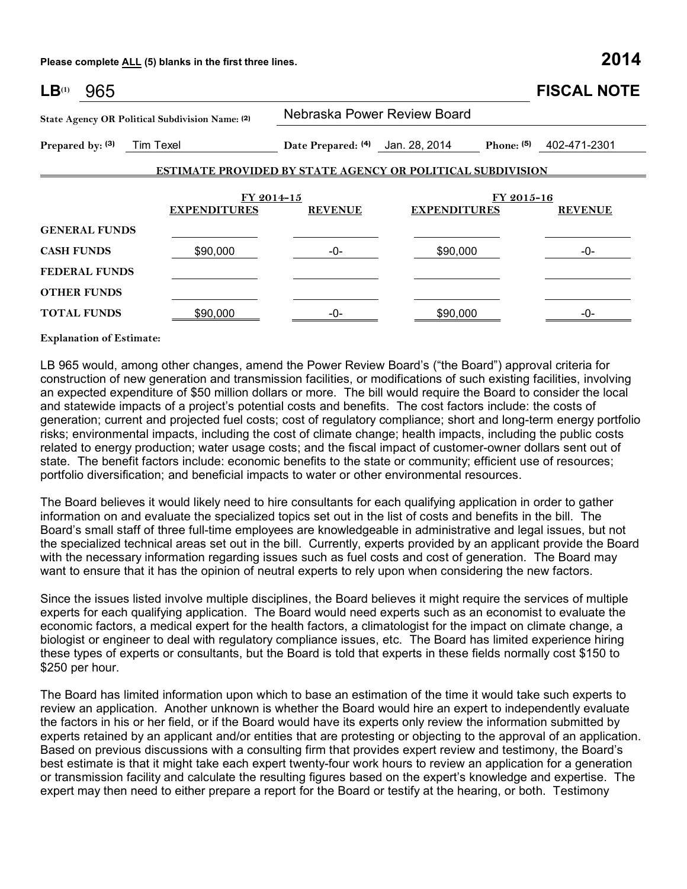Please complete ALL (5) blanks in the first three lines. **2014**

# LB[1] 965 FISCAL NOTE

**State Agency OR Political Subdivision Name: (2)** Nebraska Power Review Board

**Prepared by: (3)** Tim Texel **Date Prepared: (4)** Jan. 28, 2014 **Phone: (5)** 402-471-2301

**ESTIMATE PROVIDED BY STATE AGENCY OR POLITICAL SUBDIVISION**

| | FY 2014-15 | | FY 2015-16 | |
|---|---|---|---|---|
| | **EXPENDITURES** | **REVENUE** | **EXPENDITURES** | **REVENUE** |
| **GENERAL FUNDS** | | | | |
| **CASH FUNDS** | $90,000 | -0- | $90,000 | -0- |
| **FEDERAL FUNDS** | | | | |
| **OTHER FUNDS** | | | | |
| **TOTAL FUNDS** | $90,000 | -0- | $90,000 | -0- |

**Explanation of Estimate:**

LB 965 would, among other changes, amend the Power Review Board's ("the Board") approval criteria for construction of new generation and transmission facilities, or modifications of such existing facilities, involving an expected expenditure of $50 million dollars or more. The bill would require the Board to consider the local and statewide impacts of a project's potential costs and benefits. The cost factors include: the costs of generation; current and projected fuel costs; cost of regulatory compliance; short and long-term energy portfolio risks; environmental impacts, including the cost of climate change; health impacts, including the public costs related to energy production; water usage costs; and the fiscal impact of customer-owner dollars sent out of state. The benefit factors include: economic benefits to the state or community; efficient use of resources; portfolio diversification; and beneficial impacts to water or other environmental resources.

The Board believes it would likely need to hire consultants for each qualifying application in order to gather information on and evaluate the specialized topics set out in the list of costs and benefits in the bill. The Board's small staff of three full-time employees are knowledgeable in administrative and legal issues, but not the specialized technical areas set out in the bill. Currently, experts provided by an applicant provide the Board with the necessary information regarding issues such as fuel costs and cost of generation. The Board may want to ensure that it has the opinion of neutral experts to rely upon when considering the new factors.

Since the issues listed involve multiple disciplines, the Board believes it might require the services of multiple experts for each qualifying application. The Board would need experts such as an economist to evaluate the economic factors, a medical expert for the health factors, a climatologist for the impact on climate change, a biologist or engineer to deal with regulatory compliance issues, etc. The Board has limited experience hiring these types of experts or consultants, but the Board is told that experts in these fields normally cost $150 to $250 per hour.

The Board has limited information upon which to base an estimation of the time it would take such experts to review an application. Another unknown is whether the Board would hire an expert to independently evaluate the factors in his or her field, or if the Board would have its experts only review the information submitted by experts retained by an applicant and/or entities that are protesting or objecting to the approval of an application. Based on previous discussions with a consulting firm that provides expert review and testimony, the Board's best estimate is that it might take each expert twenty-four work hours to review an application for a generation or transmission facility and calculate the resulting figures based on the expert's knowledge and expertise. The expert may then need to either prepare a report for the Board or testify at the hearing, or both. Testimony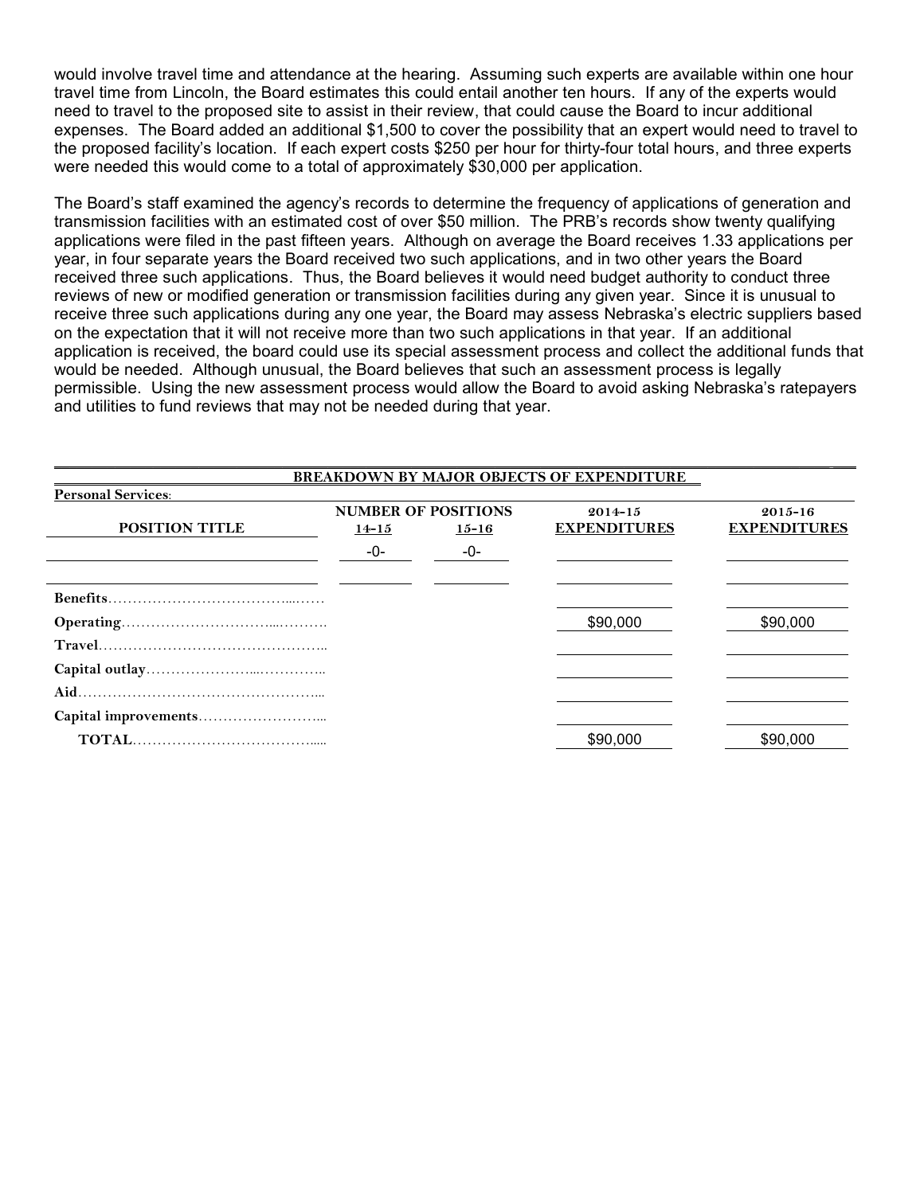would involve travel time and attendance at the hearing. Assuming such experts are available within one hour travel time from Lincoln, the Board estimates this could entail another ten hours. If any of the experts would need to travel to the proposed site to assist in their review, that could cause the Board to incur additional expenses. The Board added an additional $1,500 to cover the possibility that an expert would need to travel to the proposed facility's location. If each expert costs $250 per hour for thirty-four total hours, and three experts were needed this would come to a total of approximately $30,000 per application.

The Board's staff examined the agency's records to determine the frequency of applications of generation and transmission facilities with an estimated cost of over $50 million. The PRB's records show twenty qualifying applications were filed in the past fifteen years. Although on average the Board receives 1.33 applications per year, in four separate years the Board received two such applications, and in two other years the Board received three such applications. Thus, the Board believes it would need budget authority to conduct three reviews of new or modified generation or transmission facilities during any given year. Since it is unusual to receive three such applications during any one year, the Board may assess Nebraska's electric suppliers based on the expectation that it will not receive more than two such applications in that year. If an additional application is received, the board could use its special assessment process and collect the additional funds that would be needed. Although unusual, the Board believes that such an assessment process is legally permissible. Using the new assessment process would allow the Board to avoid asking Nebraska's ratepayers and utilities to fund reviews that may not be needed during that year.

**BREAKDOWN BY MAJOR OBJECTS OF EXPENDITURE**

**Personal Services:**

| POSITION TITLE | NUMBER OF POSITIONS 14-15 | 15-16 | 2014-15 EXPENDITURES | 2015-16 EXPENDITURES |
|---|---|---|---|---|
| | -0- | -0- | | |
| **Benefits** | | | | |
| **Operating** | | | $90,000 | $90,000 |
| **Travel** | | | | |
| **Capital outlay** | | | | |
| **Aid** | | | | |
| **Capital improvements** | | | | |
| **TOTAL** | | | $90,000 | $90,000 |